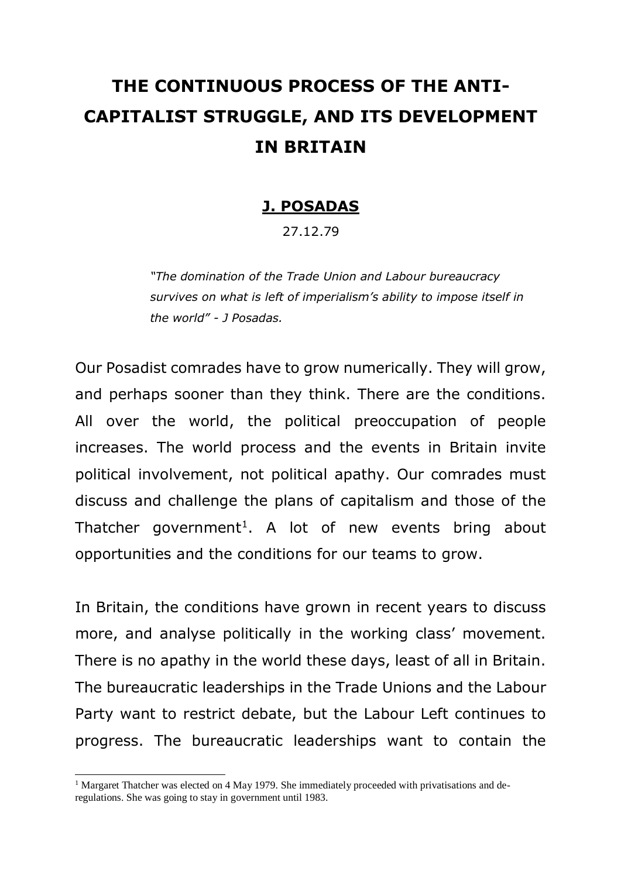# THE CONTINUOUS PROCESS OF THE ANTI-CAPITALIST STRUGGLE, AND ITS DEVELOPMENT IN BRITAIN

**J. POSADAS**

27.12.79

*"The domination of the Trade Union and Labour bureaucracy survives on what is left of imperialism's ability to impose itself in the world" - J Posadas.*

Our Posadist comrades have to grow numerically. They will grow, and perhaps sooner than they think. There are the conditions. All over the world, the political preoccupation of people increases. The world process and the events in Britain invite political involvement, not political apathy. Our comrades must discuss and challenge the plans of capitalism and those of the Thatcher government[1]. A lot of new events bring about opportunities and the conditions for our teams to grow.

In Britain, the conditions have grown in recent years to discuss more, and analyse politically in the working class' movement. There is no apathy in the world these days, least of all in Britain. The bureaucratic leaderships in the Trade Unions and the Labour Party want to restrict debate, but the Labour Left continues to progress. The bureaucratic leaderships want to contain the

[1] Margaret Thatcher was elected on 4 May 1979. She immediately proceeded with privatisations and de-regulations. She was going to stay in government until 1983.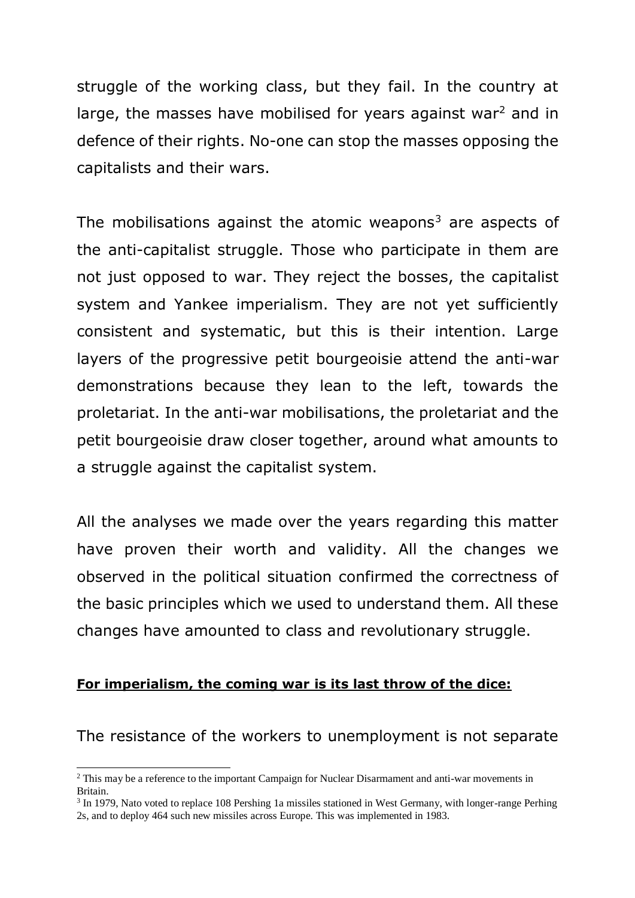struggle of the working class, but they fail. In the country at large, the masses have mobilised for years against war[2] and in defence of their rights. No-one can stop the masses opposing the capitalists and their wars.

The mobilisations against the atomic weapons[3] are aspects of the anti-capitalist struggle. Those who participate in them are not just opposed to war. They reject the bosses, the capitalist system and Yankee imperialism. They are not yet sufficiently consistent and systematic, but this is their intention. Large layers of the progressive petit bourgeoisie attend the anti-war demonstrations because they lean to the left, towards the proletariat. In the anti-war mobilisations, the proletariat and the petit bourgeoisie draw closer together, around what amounts to a struggle against the capitalist system.

All the analyses we made over the years regarding this matter have proven their worth and validity. All the changes we observed in the political situation confirmed the correctness of the basic principles which we used to understand them. All these changes have amounted to class and revolutionary struggle.

**For imperialism, the coming war is its last throw of the dice:**

The resistance of the workers to unemployment is not separate

---

[2] This may be a reference to the important Campaign for Nuclear Disarmament and anti-war movements in Britain.

[3] In 1979, Nato voted to replace 108 Pershing 1a missiles stationed in West Germany, with longer-range Perhing 2s, and to deploy 464 such new missiles across Europe. This was implemented in 1983.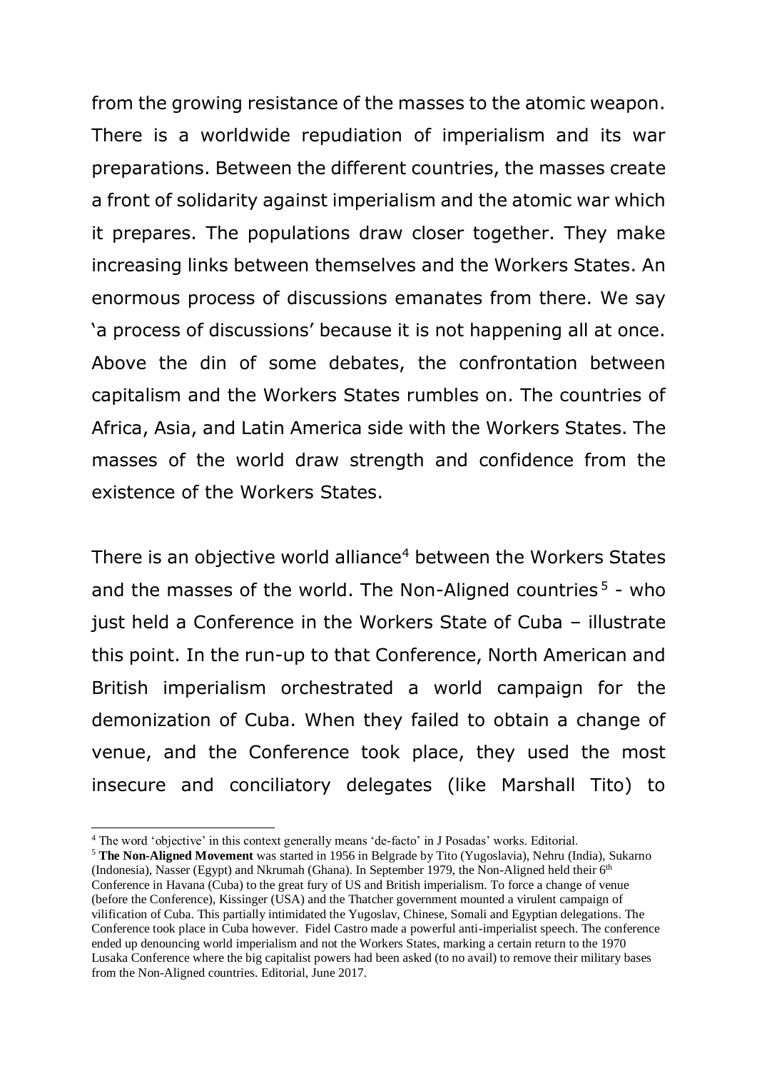from the growing resistance of the masses to the atomic weapon. There is a worldwide repudiation of imperialism and its war preparations. Between the different countries, the masses create a front of solidarity against imperialism and the atomic war which it prepares. The populations draw closer together. They make increasing links between themselves and the Workers States. An enormous process of discussions emanates from there. We say 'a process of discussions' because it is not happening all at once. Above the din of some debates, the confrontation between capitalism and the Workers States rumbles on. The countries of Africa, Asia, and Latin America side with the Workers States. The masses of the world draw strength and confidence from the existence of the Workers States.

There is an objective world alliance[4] between the Workers States and the masses of the world. The Non-Aligned countries[5] - who just held a Conference in the Workers State of Cuba – illustrate this point. In the run-up to that Conference, North American and British imperialism orchestrated a world campaign for the demonization of Cuba. When they failed to obtain a change of venue, and the Conference took place, they used the most insecure and conciliatory delegates (like Marshall Tito) to

---

[4] The word 'objective' in this context generally means 'de-facto' in J Posadas' works. Editorial.

[5] **The Non-Aligned Movement** was started in 1956 in Belgrade by Tito (Yugoslavia), Nehru (India), Sukarno (Indonesia), Nasser (Egypt) and Nkrumah (Ghana). In September 1979, the Non-Aligned held their 6th Conference in Havana (Cuba) to the great fury of US and British imperialism. To force a change of venue (before the Conference), Kissinger (USA) and the Thatcher government mounted a virulent campaign of vilification of Cuba. This partially intimidated the Yugoslav, Chinese, Somali and Egyptian delegations. The Conference took place in Cuba however. Fidel Castro made a powerful anti-imperialist speech. The conference ended up denouncing world imperialism and not the Workers States, marking a certain return to the 1970 Lusaka Conference where the big capitalist powers had been asked (to no avail) to remove their military bases from the Non-Aligned countries. Editorial, June 2017.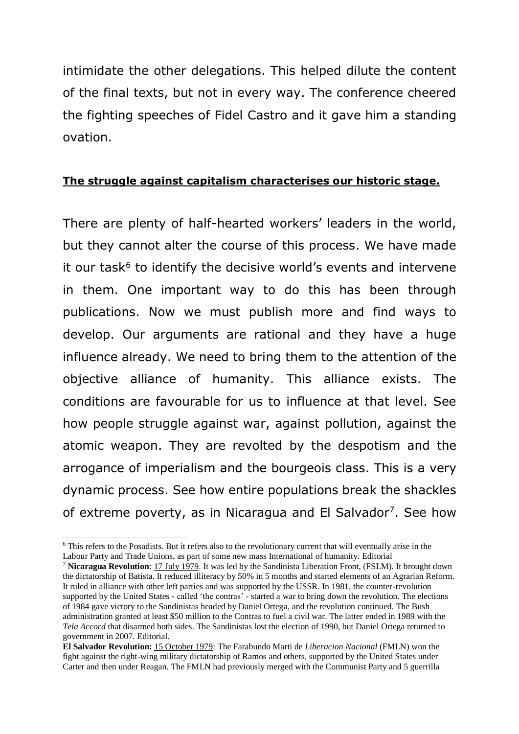intimidate the other delegations. This helped dilute the content of the final texts, but not in every way. The conference cheered the fighting speeches of Fidel Castro and it gave him a standing ovation.

## **The struggle against capitalism characterises our historic stage.**

There are plenty of half-hearted workers' leaders in the world, but they cannot alter the course of this process. We have made it our task[6] to identify the decisive world's events and intervene in them. One important way to do this has been through publications. Now we must publish more and find ways to develop. Our arguments are rational and they have a huge influence already. We need to bring them to the attention of the objective alliance of humanity. This alliance exists. The conditions are favourable for us to influence at that level. See how people struggle against war, against pollution, against the atomic weapon. They are revolted by the despotism and the arrogance of imperialism and the bourgeois class. This is a very dynamic process. See how entire populations break the shackles of extreme poverty, as in Nicaragua and El Salvador[7]. See how

---

[6] This refers to the Posadists. But it refers also to the revolutionary current that will eventually arise in the Labour Party and Trade Unions, as part of some new mass International of humanity. Editorial

[7] **Nicaragua Revolution**: 17 July 1979. It was led by the Sandinista Liberation Front, (FSLM). It brought down the dictatorship of Batista. It reduced illiteracy by 50% in 5 months and started elements of an Agrarian Reform. It ruled in alliance with other left parties and was supported by the USSR. In 1981, the counter-revolution supported by the United States - called 'the contras' - started a war to bring down the revolution. The elections of 1984 gave victory to the Sandinistas headed by Daniel Ortega, and the revolution continued. The Bush administration granted at least $50 million to the Contras to fuel a civil war. The latter ended in 1989 with the *Tela Accord* that disarmed both sides. The Sandinistas lost the election of 1990, but Daniel Ortega returned to government in 2007. Editorial.

**El Salvador Revolution:** 15 October 1979: The Farabundo Marti de *Liberacion Nacional* (FMLN) won the fight against the right-wing military dictatorship of Ramos and others, supported by the United States under Carter and then under Reagan. The FMLN had previously merged with the Communist Party and 5 guerrilla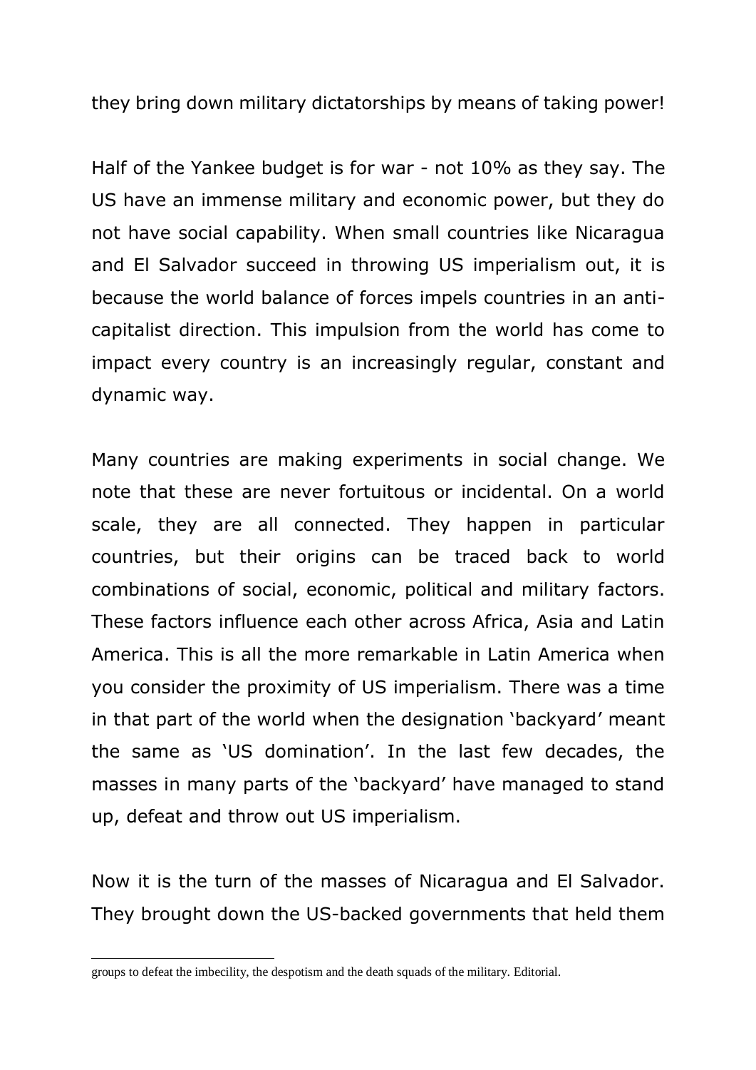they bring down military dictatorships by means of taking power!

Half of the Yankee budget is for war - not 10% as they say. The US have an immense military and economic power, but they do not have social capability. When small countries like Nicaragua and El Salvador succeed in throwing US imperialism out, it is because the world balance of forces impels countries in an anti-capitalist direction. This impulsion from the world has come to impact every country is an increasingly regular, constant and dynamic way.

Many countries are making experiments in social change. We note that these are never fortuitous or incidental. On a world scale, they are all connected. They happen in particular countries, but their origins can be traced back to world combinations of social, economic, political and military factors. These factors influence each other across Africa, Asia and Latin America. This is all the more remarkable in Latin America when you consider the proximity of US imperialism. There was a time in that part of the world when the designation 'backyard' meant the same as 'US domination'. In the last few decades, the masses in many parts of the 'backyard' have managed to stand up, defeat and throw out US imperialism.

Now it is the turn of the masses of Nicaragua and El Salvador. They brought down the US-backed governments that held them

---

groups to defeat the imbecility, the despotism and the death squads of the military. Editorial.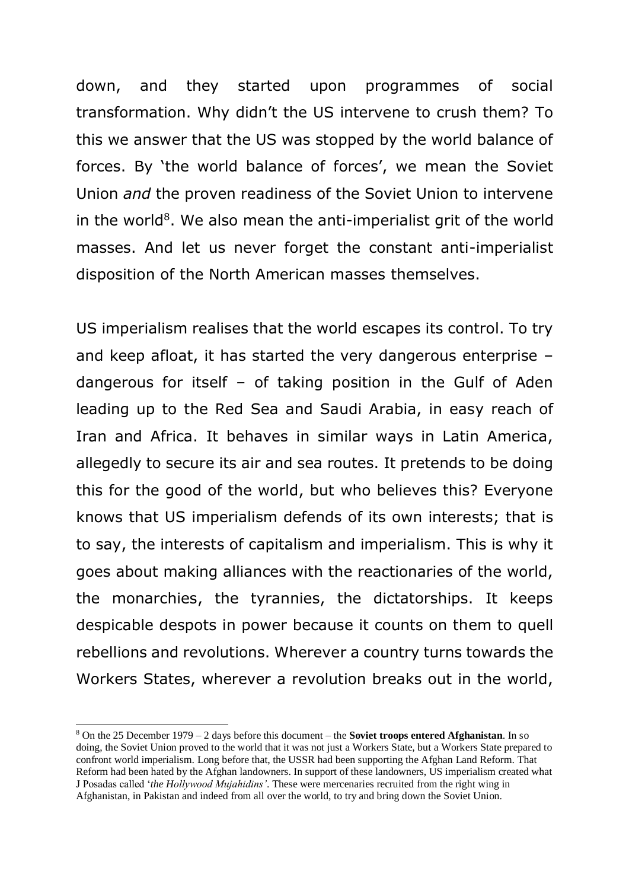down, and they started upon programmes of social transformation. Why didn't the US intervene to crush them? To this we answer that the US was stopped by the world balance of forces. By 'the world balance of forces', we mean the Soviet Union *and* the proven readiness of the Soviet Union to intervene in the world[8]. We also mean the anti-imperialist grit of the world masses. And let us never forget the constant anti-imperialist disposition of the North American masses themselves.

US imperialism realises that the world escapes its control. To try and keep afloat, it has started the very dangerous enterprise – dangerous for itself – of taking position in the Gulf of Aden leading up to the Red Sea and Saudi Arabia, in easy reach of Iran and Africa. It behaves in similar ways in Latin America, allegedly to secure its air and sea routes. It pretends to be doing this for the good of the world, but who believes this? Everyone knows that US imperialism defends of its own interests; that is to say, the interests of capitalism and imperialism. This is why it goes about making alliances with the reactionaries of the world, the monarchies, the tyrannies, the dictatorships. It keeps despicable despots in power because it counts on them to quell rebellions and revolutions. Wherever a country turns towards the Workers States, wherever a revolution breaks out in the world,

---

[8] On the 25 December 1979 – 2 days before this document – the **Soviet troops entered Afghanistan**. In so doing, the Soviet Union proved to the world that it was not just a Workers State, but a Workers State prepared to confront world imperialism. Long before that, the USSR had been supporting the Afghan Land Reform. That Reform had been hated by the Afghan landowners. In support of these landowners, US imperialism created what J Posadas called '*the Hollywood Mujahidins'*. These were mercenaries recruited from the right wing in Afghanistan, in Pakistan and indeed from all over the world, to try and bring down the Soviet Union.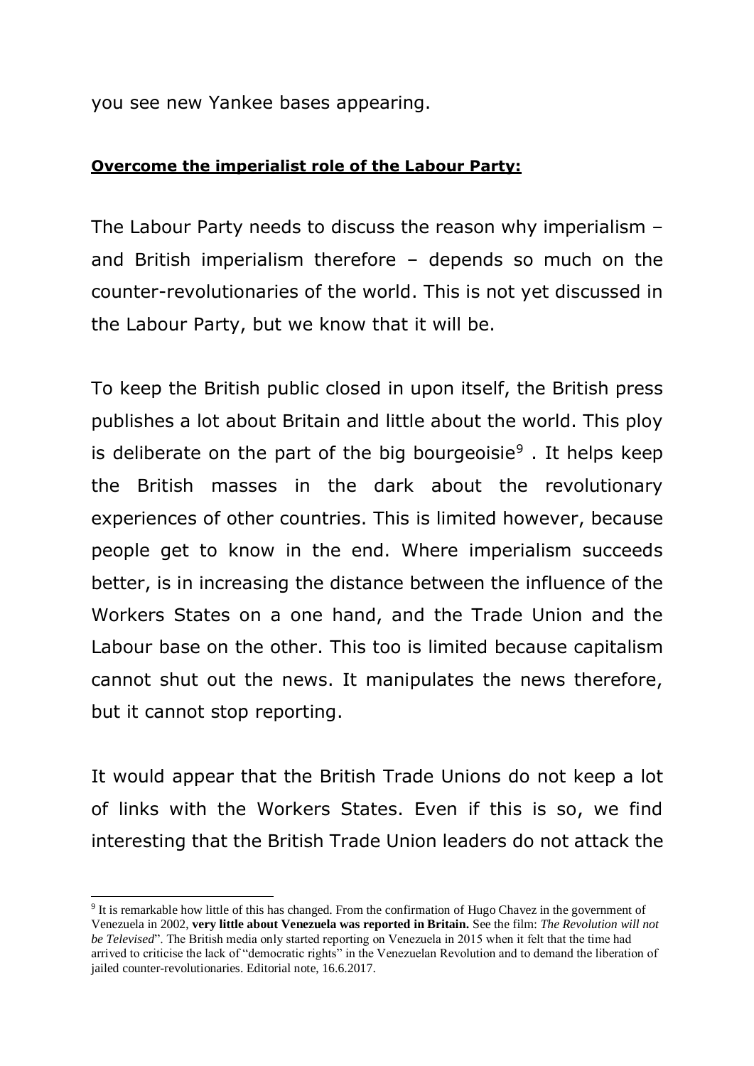you see new Yankee bases appearing.

**Overcome the imperialist role of the Labour Party:**

The Labour Party needs to discuss the reason why imperialism – and British imperialism therefore – depends so much on the counter-revolutionaries of the world. This is not yet discussed in the Labour Party, but we know that it will be.

To keep the British public closed in upon itself, the British press publishes a lot about Britain and little about the world. This ploy is deliberate on the part of the big bourgeoisie[9] . It helps keep the British masses in the dark about the revolutionary experiences of other countries. This is limited however, because people get to know in the end. Where imperialism succeeds better, is in increasing the distance between the influence of the Workers States on a one hand, and the Trade Union and the Labour base on the other. This too is limited because capitalism cannot shut out the news. It manipulates the news therefore, but it cannot stop reporting.

It would appear that the British Trade Unions do not keep a lot of links with the Workers States. Even if this is so, we find interesting that the British Trade Union leaders do not attack the

[9] It is remarkable how little of this has changed. From the confirmation of Hugo Chavez in the government of Venezuela in 2002, **very little about Venezuela was reported in Britain.** See the film: *The Revolution will not be Televised*". The British media only started reporting on Venezuela in 2015 when it felt that the time had arrived to criticise the lack of "democratic rights" in the Venezuelan Revolution and to demand the liberation of jailed counter-revolutionaries. Editorial note, 16.6.2017.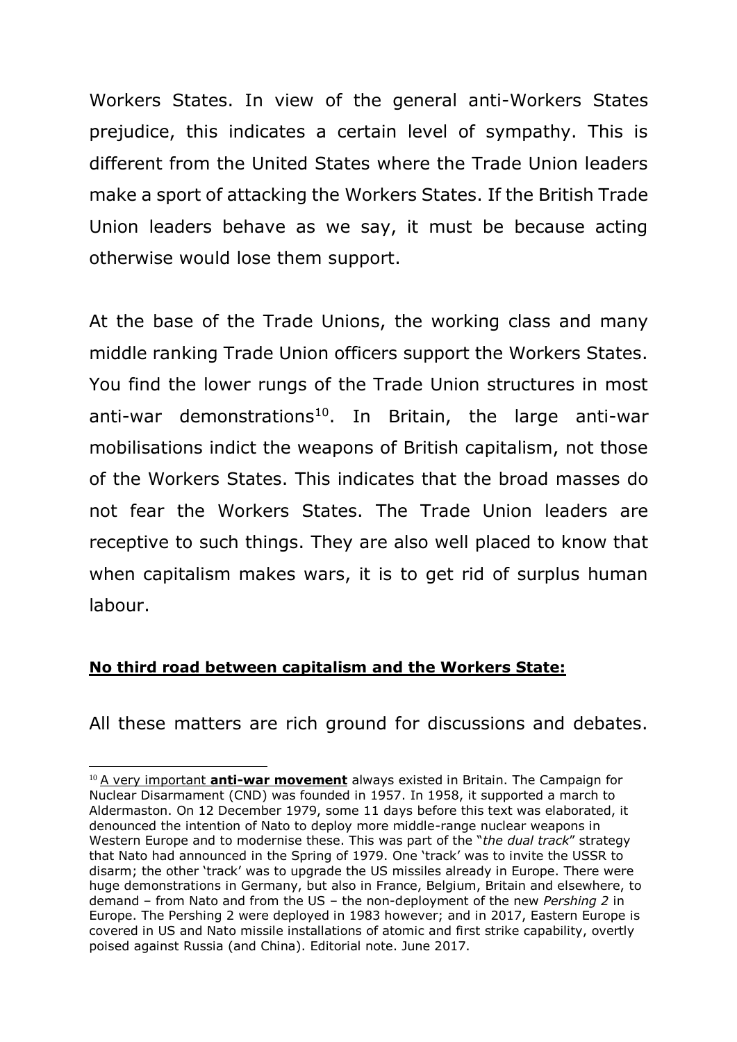Workers States. In view of the general anti-Workers States prejudice, this indicates a certain level of sympathy. This is different from the United States where the Trade Union leaders make a sport of attacking the Workers States. If the British Trade Union leaders behave as we say, it must be because acting otherwise would lose them support.

At the base of the Trade Unions, the working class and many middle ranking Trade Union officers support the Workers States. You find the lower rungs of the Trade Union structures in most anti-war demonstrations[10]. In Britain, the large anti-war mobilisations indict the weapons of British capitalism, not those of the Workers States. This indicates that the broad masses do not fear the Workers States. The Trade Union leaders are receptive to such things. They are also well placed to know that when capitalism makes wars, it is to get rid of surplus human labour.

**No third road between capitalism and the Workers State:**

All these matters are rich ground for discussions and debates.

---

[10] A very important **anti-war movement** always existed in Britain. The Campaign for Nuclear Disarmament (CND) was founded in 1957. In 1958, it supported a march to Aldermaston. On 12 December 1979, some 11 days before this text was elaborated, it denounced the intention of Nato to deploy more middle-range nuclear weapons in Western Europe and to modernise these. This was part of the "*the dual track*" strategy that Nato had announced in the Spring of 1979. One 'track' was to invite the USSR to disarm; the other 'track' was to upgrade the US missiles already in Europe. There were huge demonstrations in Germany, but also in France, Belgium, Britain and elsewhere, to demand – from Nato and from the US – the non-deployment of the new *Pershing 2* in Europe. The Pershing 2 were deployed in 1983 however; and in 2017, Eastern Europe is covered in US and Nato missile installations of atomic and first strike capability, overtly poised against Russia (and China). Editorial note. June 2017.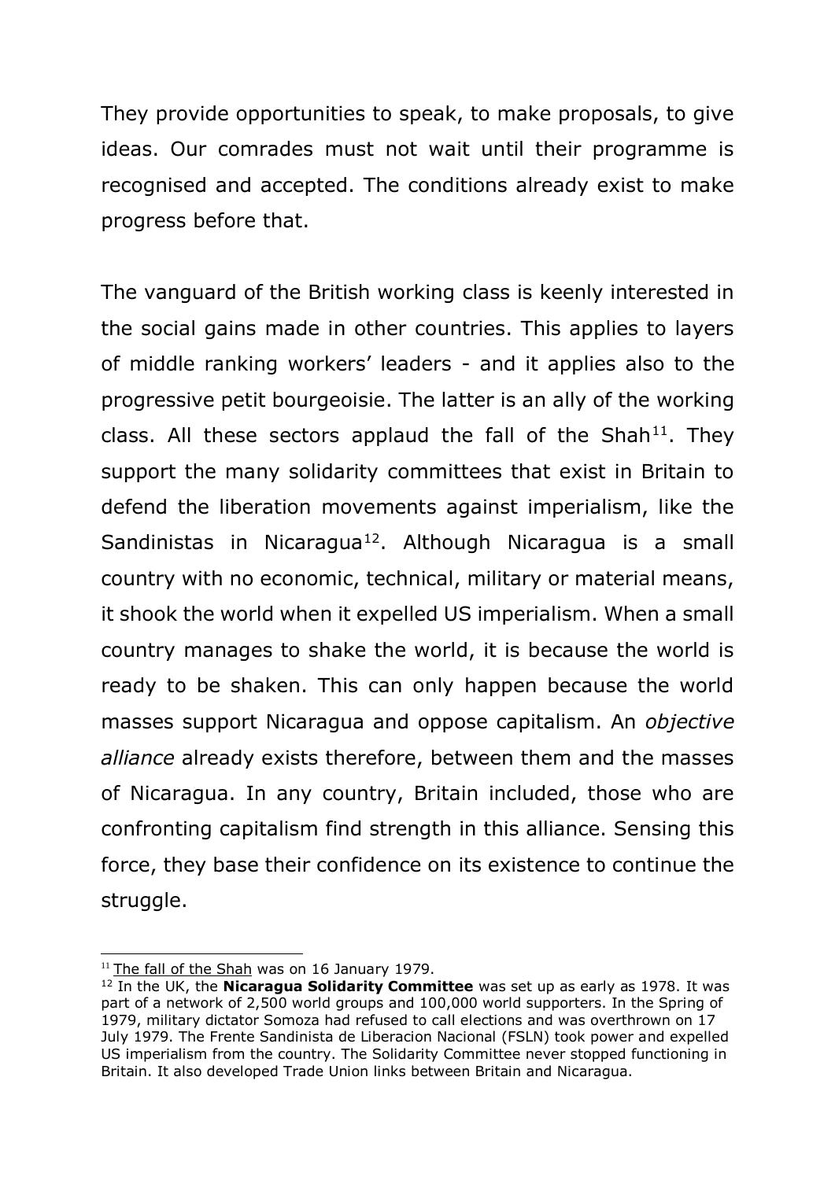They provide opportunities to speak, to make proposals, to give ideas. Our comrades must not wait until their programme is recognised and accepted. The conditions already exist to make progress before that.

The vanguard of the British working class is keenly interested in the social gains made in other countries. This applies to layers of middle ranking workers' leaders - and it applies also to the progressive petit bourgeoisie. The latter is an ally of the working class. All these sectors applaud the fall of the Shah[11]. They support the many solidarity committees that exist in Britain to defend the liberation movements against imperialism, like the Sandinistas in Nicaragua[12]. Although Nicaragua is a small country with no economic, technical, military or material means, it shook the world when it expelled US imperialism. When a small country manages to shake the world, it is because the world is ready to be shaken. This can only happen because the world masses support Nicaragua and oppose capitalism. An *objective alliance* already exists therefore, between them and the masses of Nicaragua. In any country, Britain included, those who are confronting capitalism find strength in this alliance. Sensing this force, they base their confidence on its existence to continue the struggle.

---

[11] The fall of the Shah was on 16 January 1979.

[12] In the UK, the **Nicaragua Solidarity Committee** was set up as early as 1978. It was part of a network of 2,500 world groups and 100,000 world supporters. In the Spring of 1979, military dictator Somoza had refused to call elections and was overthrown on 17 July 1979. The Frente Sandinista de Liberacion Nacional (FSLN) took power and expelled US imperialism from the country. The Solidarity Committee never stopped functioning in Britain. It also developed Trade Union links between Britain and Nicaragua.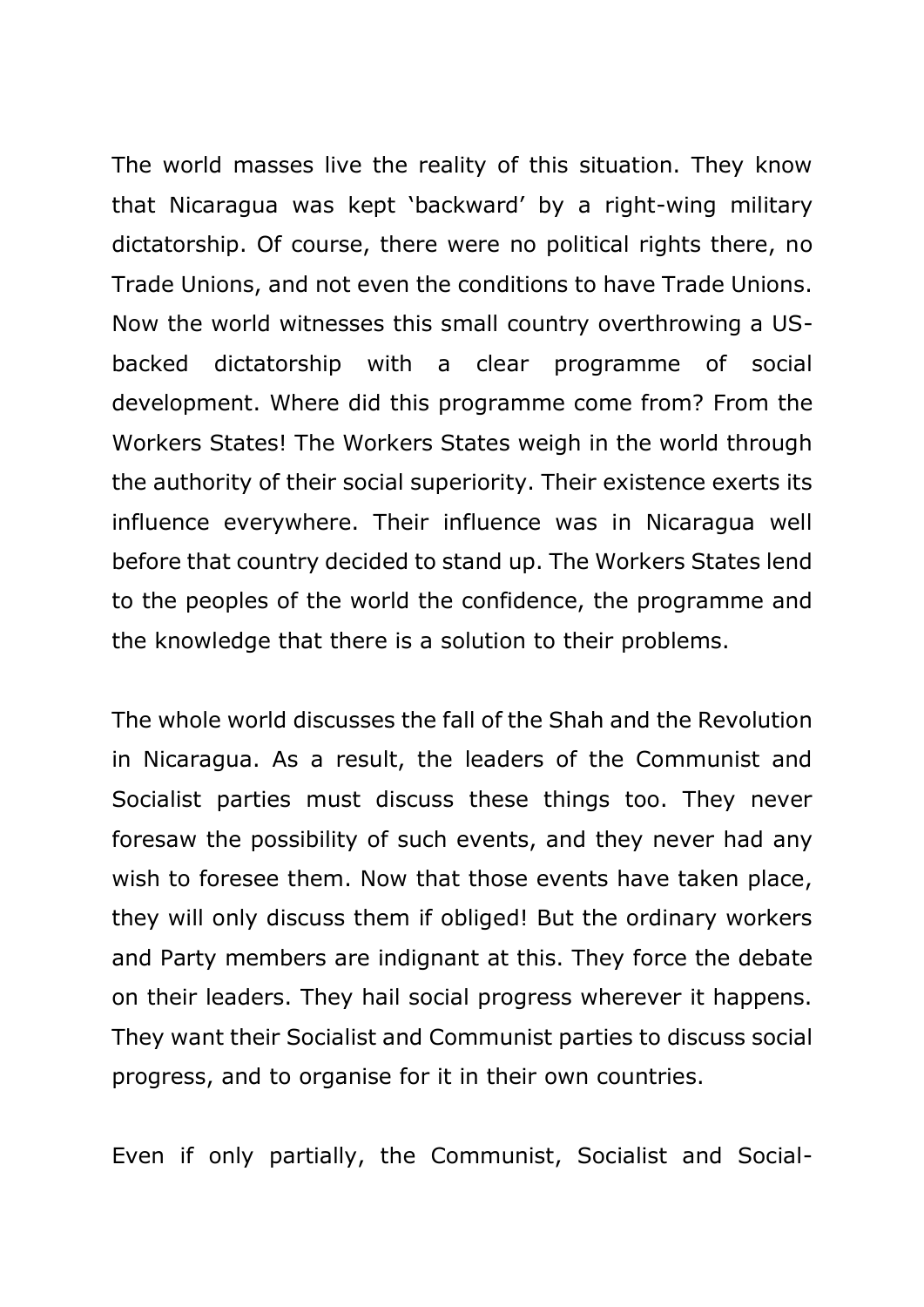The world masses live the reality of this situation. They know that Nicaragua was kept 'backward' by a right-wing military dictatorship. Of course, there were no political rights there, no Trade Unions, and not even the conditions to have Trade Unions. Now the world witnesses this small country overthrowing a US-backed dictatorship with a clear programme of social development. Where did this programme come from? From the Workers States! The Workers States weigh in the world through the authority of their social superiority. Their existence exerts its influence everywhere. Their influence was in Nicaragua well before that country decided to stand up. The Workers States lend to the peoples of the world the confidence, the programme and the knowledge that there is a solution to their problems.

The whole world discusses the fall of the Shah and the Revolution in Nicaragua. As a result, the leaders of the Communist and Socialist parties must discuss these things too. They never foresaw the possibility of such events, and they never had any wish to foresee them. Now that those events have taken place, they will only discuss them if obliged! But the ordinary workers and Party members are indignant at this. They force the debate on their leaders. They hail social progress wherever it happens. They want their Socialist and Communist parties to discuss social progress, and to organise for it in their own countries.

Even if only partially, the Communist, Socialist and Social-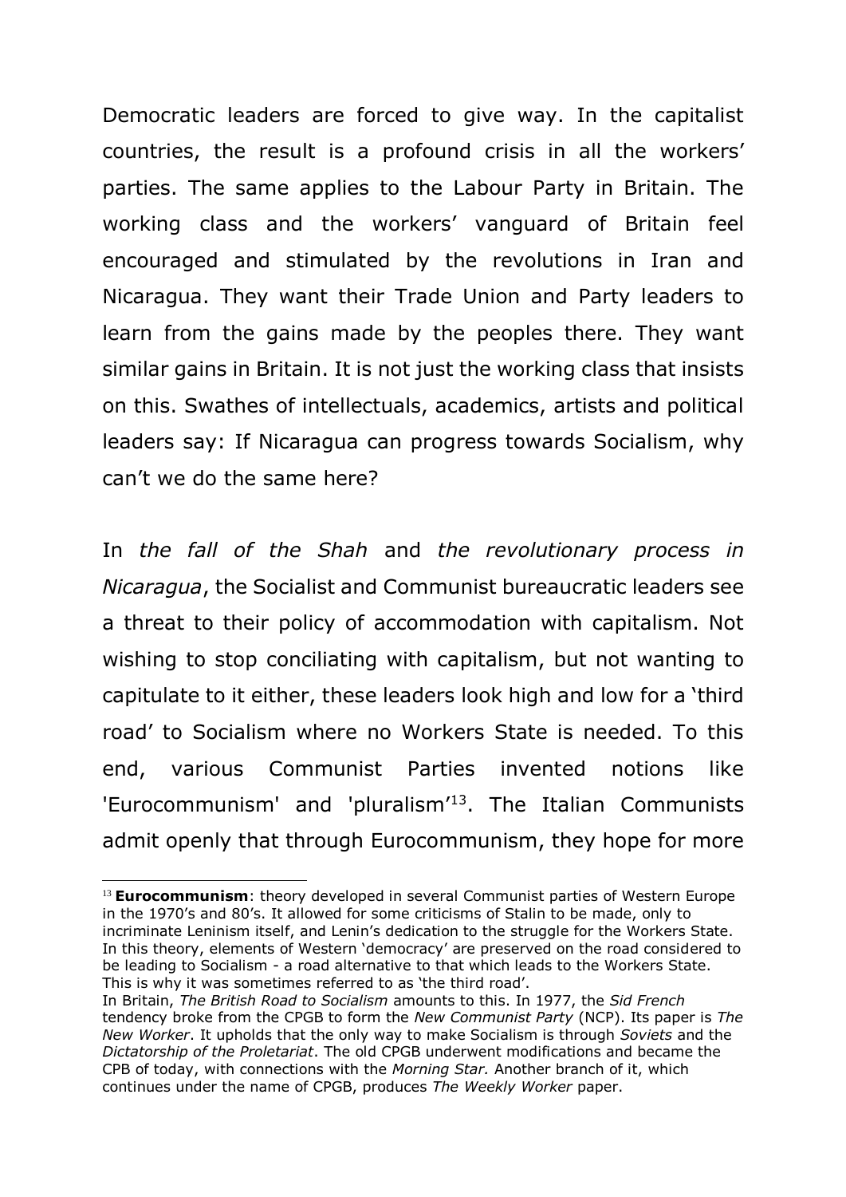Democratic leaders are forced to give way. In the capitalist countries, the result is a profound crisis in all the workers' parties. The same applies to the Labour Party in Britain. The working class and the workers' vanguard of Britain feel encouraged and stimulated by the revolutions in Iran and Nicaragua. They want their Trade Union and Party leaders to learn from the gains made by the peoples there. They want similar gains in Britain. It is not just the working class that insists on this. Swathes of intellectuals, academics, artists and political leaders say: If Nicaragua can progress towards Socialism, why can't we do the same here?

In *the fall of the Shah* and *the revolutionary process in Nicaragua*, the Socialist and Communist bureaucratic leaders see a threat to their policy of accommodation with capitalism. Not wishing to stop conciliating with capitalism, but not wanting to capitulate to it either, these leaders look high and low for a 'third road' to Socialism where no Workers State is needed. To this end, various Communist Parties invented notions like 'Eurocommunism' and 'pluralism'[13]. The Italian Communists admit openly that through Eurocommunism, they hope for more

---

[13] **Eurocommunism**: theory developed in several Communist parties of Western Europe in the 1970's and 80's. It allowed for some criticisms of Stalin to be made, only to incriminate Leninism itself, and Lenin's dedication to the struggle for the Workers State. In this theory, elements of Western 'democracy' are preserved on the road considered to be leading to Socialism - a road alternative to that which leads to the Workers State. This is why it was sometimes referred to as 'the third road'.
In Britain, *The British Road to Socialism* amounts to this. In 1977, the *Sid French* tendency broke from the CPGB to form the *New Communist Party* (NCP). Its paper is *The New Worker*. It upholds that the only way to make Socialism is through *Soviets* and the *Dictatorship of the Proletariat*. The old CPGB underwent modifications and became the CPB of today, with connections with the *Morning Star.* Another branch of it, which continues under the name of CPGB, produces *The Weekly Worker* paper.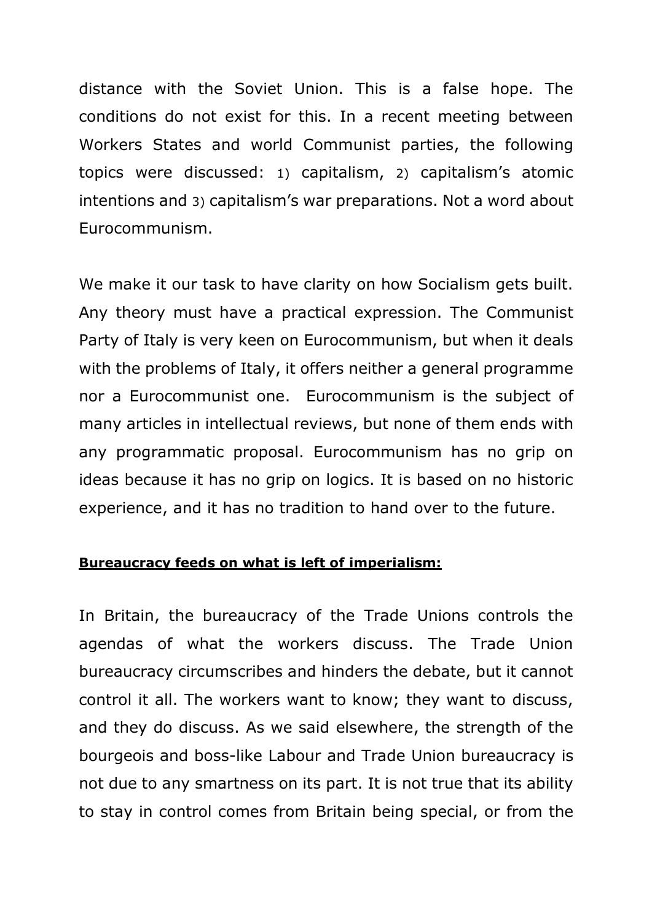distance with the Soviet Union. This is a false hope. The conditions do not exist for this. In a recent meeting between Workers States and world Communist parties, the following topics were discussed: 1) capitalism, 2) capitalism's atomic intentions and 3) capitalism's war preparations. Not a word about Eurocommunism.

We make it our task to have clarity on how Socialism gets built. Any theory must have a practical expression. The Communist Party of Italy is very keen on Eurocommunism, but when it deals with the problems of Italy, it offers neither a general programme nor a Eurocommunist one. Eurocommunism is the subject of many articles in intellectual reviews, but none of them ends with any programmatic proposal. Eurocommunism has no grip on ideas because it has no grip on logics. It is based on no historic experience, and it has no tradition to hand over to the future.

**Bureaucracy feeds on what is left of imperialism:**

In Britain, the bureaucracy of the Trade Unions controls the agendas of what the workers discuss. The Trade Union bureaucracy circumscribes and hinders the debate, but it cannot control it all. The workers want to know; they want to discuss, and they do discuss. As we said elsewhere, the strength of the bourgeois and boss-like Labour and Trade Union bureaucracy is not due to any smartness on its part. It is not true that its ability to stay in control comes from Britain being special, or from the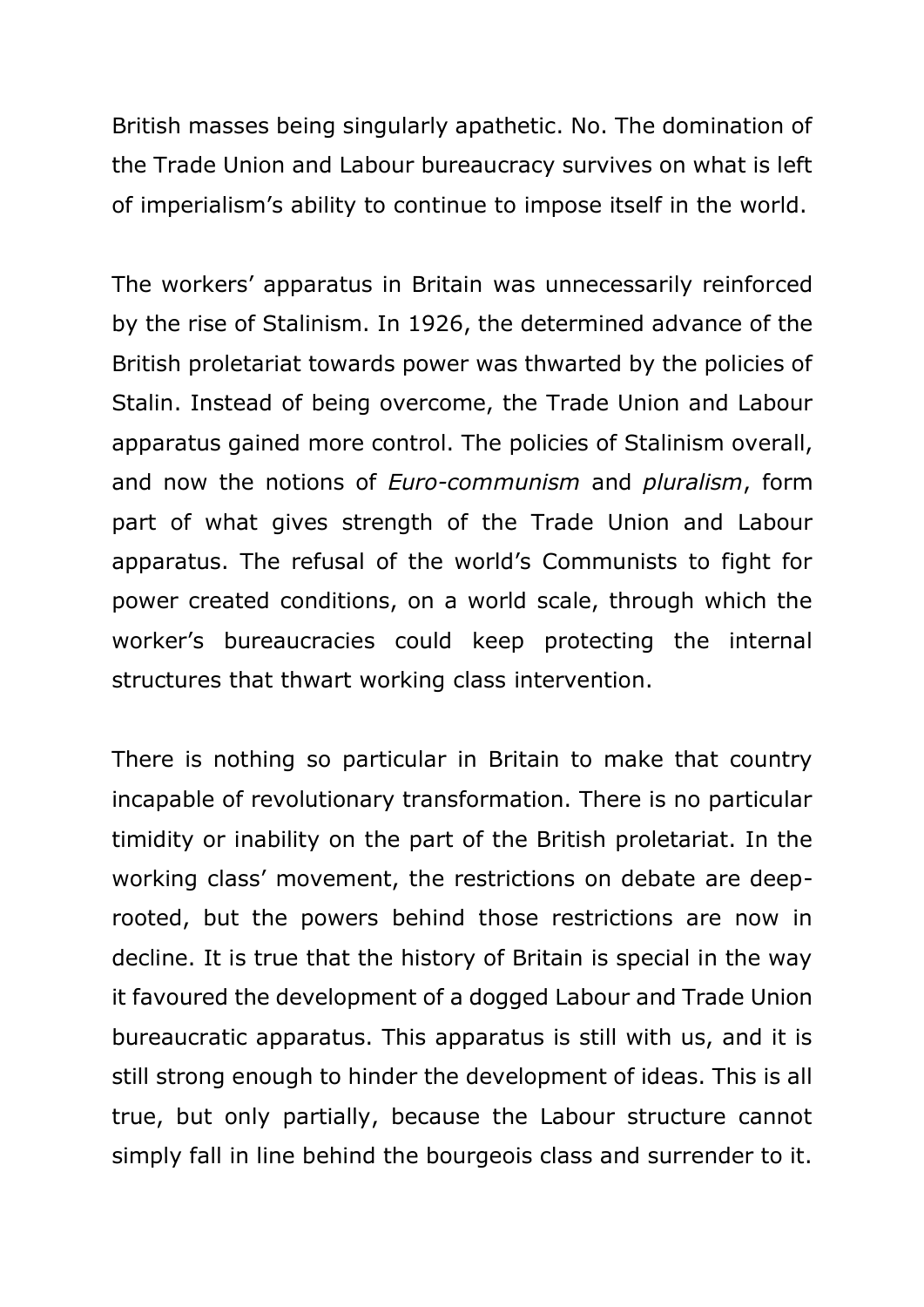British masses being singularly apathetic. No. The domination of the Trade Union and Labour bureaucracy survives on what is left of imperialism's ability to continue to impose itself in the world.

The workers' apparatus in Britain was unnecessarily reinforced by the rise of Stalinism. In 1926, the determined advance of the British proletariat towards power was thwarted by the policies of Stalin. Instead of being overcome, the Trade Union and Labour apparatus gained more control. The policies of Stalinism overall, and now the notions of *Euro-communism* and *pluralism*, form part of what gives strength of the Trade Union and Labour apparatus. The refusal of the world's Communists to fight for power created conditions, on a world scale, through which the worker's bureaucracies could keep protecting the internal structures that thwart working class intervention.

There is nothing so particular in Britain to make that country incapable of revolutionary transformation. There is no particular timidity or inability on the part of the British proletariat. In the working class' movement, the restrictions on debate are deep-rooted, but the powers behind those restrictions are now in decline. It is true that the history of Britain is special in the way it favoured the development of a dogged Labour and Trade Union bureaucratic apparatus. This apparatus is still with us, and it is still strong enough to hinder the development of ideas. This is all true, but only partially, because the Labour structure cannot simply fall in line behind the bourgeois class and surrender to it.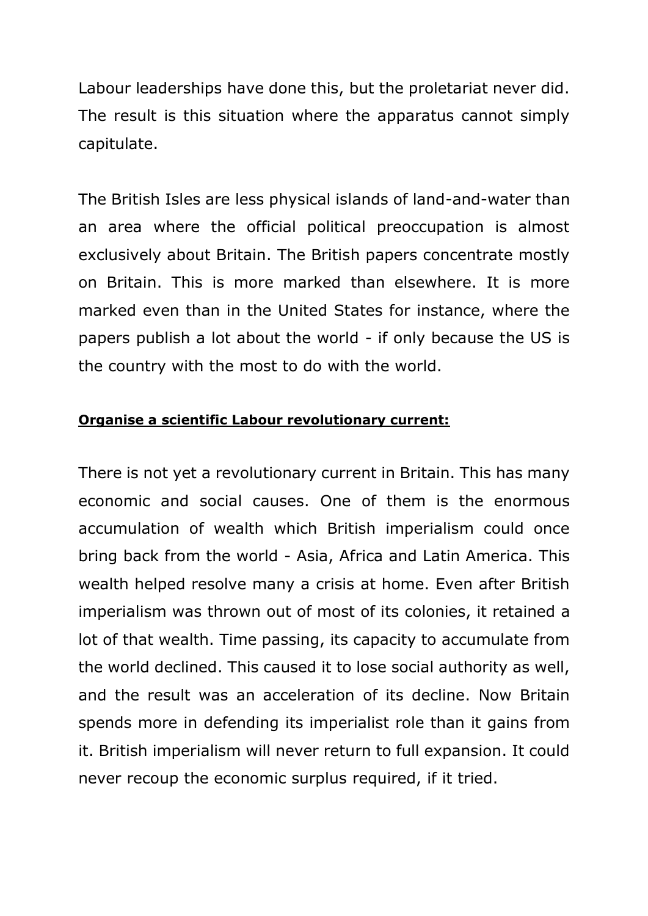Labour leaderships have done this, but the proletariat never did. The result is this situation where the apparatus cannot simply capitulate.

The British Isles are less physical islands of land-and-water than an area where the official political preoccupation is almost exclusively about Britain. The British papers concentrate mostly on Britain. This is more marked than elsewhere. It is more marked even than in the United States for instance, where the papers publish a lot about the world - if only because the US is the country with the most to do with the world.

**Organise a scientific Labour revolutionary current:**

There is not yet a revolutionary current in Britain. This has many economic and social causes. One of them is the enormous accumulation of wealth which British imperialism could once bring back from the world - Asia, Africa and Latin America. This wealth helped resolve many a crisis at home. Even after British imperialism was thrown out of most of its colonies, it retained a lot of that wealth. Time passing, its capacity to accumulate from the world declined. This caused it to lose social authority as well, and the result was an acceleration of its decline. Now Britain spends more in defending its imperialist role than it gains from it. British imperialism will never return to full expansion. It could never recoup the economic surplus required, if it tried.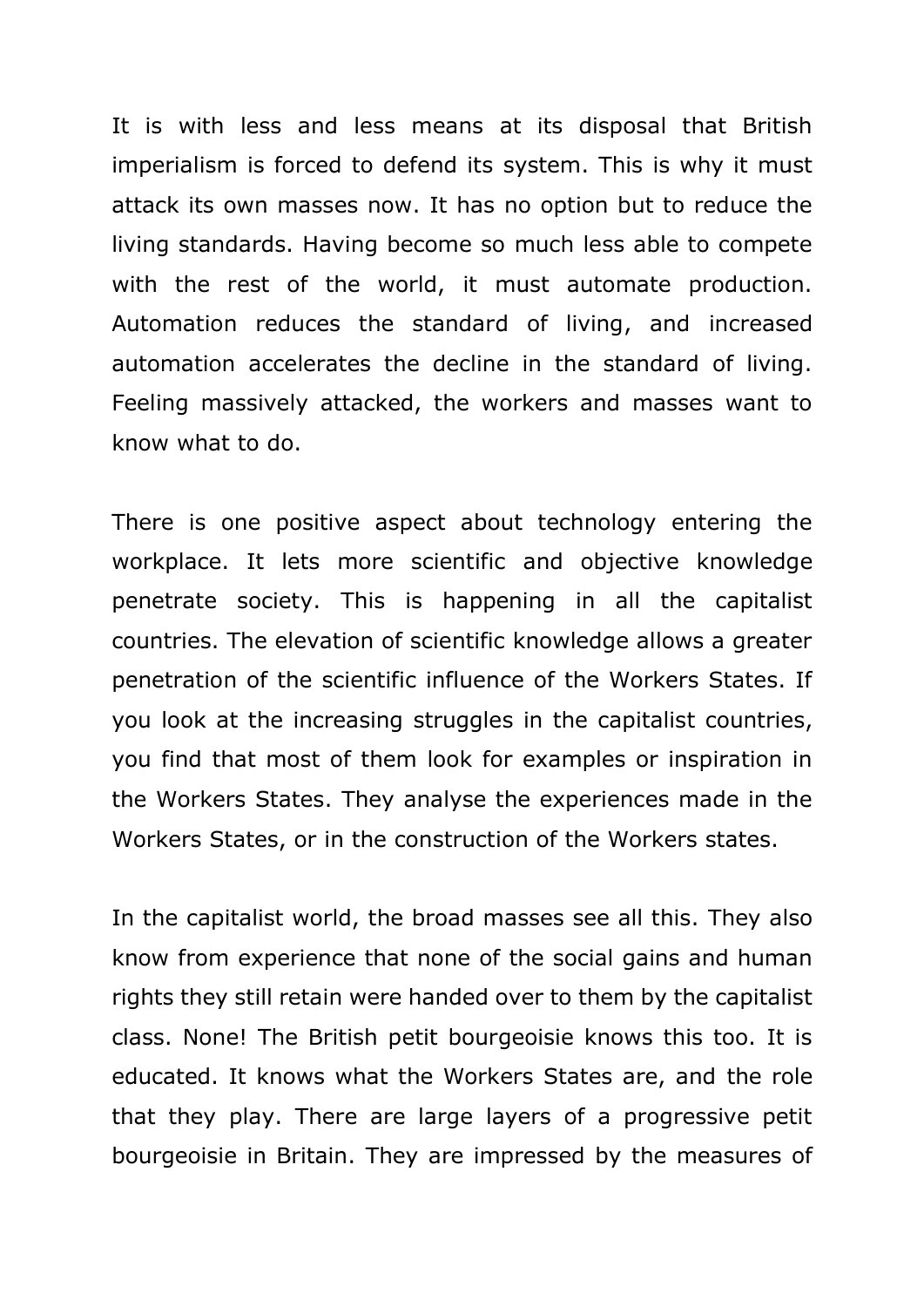It is with less and less means at its disposal that British imperialism is forced to defend its system. This is why it must attack its own masses now. It has no option but to reduce the living standards. Having become so much less able to compete with the rest of the world, it must automate production. Automation reduces the standard of living, and increased automation accelerates the decline in the standard of living. Feeling massively attacked, the workers and masses want to know what to do.

There is one positive aspect about technology entering the workplace. It lets more scientific and objective knowledge penetrate society. This is happening in all the capitalist countries. The elevation of scientific knowledge allows a greater penetration of the scientific influence of the Workers States. If you look at the increasing struggles in the capitalist countries, you find that most of them look for examples or inspiration in the Workers States. They analyse the experiences made in the Workers States, or in the construction of the Workers states.

In the capitalist world, the broad masses see all this. They also know from experience that none of the social gains and human rights they still retain were handed over to them by the capitalist class. None! The British petit bourgeoisie knows this too. It is educated. It knows what the Workers States are, and the role that they play. There are large layers of a progressive petit bourgeoisie in Britain. They are impressed by the measures of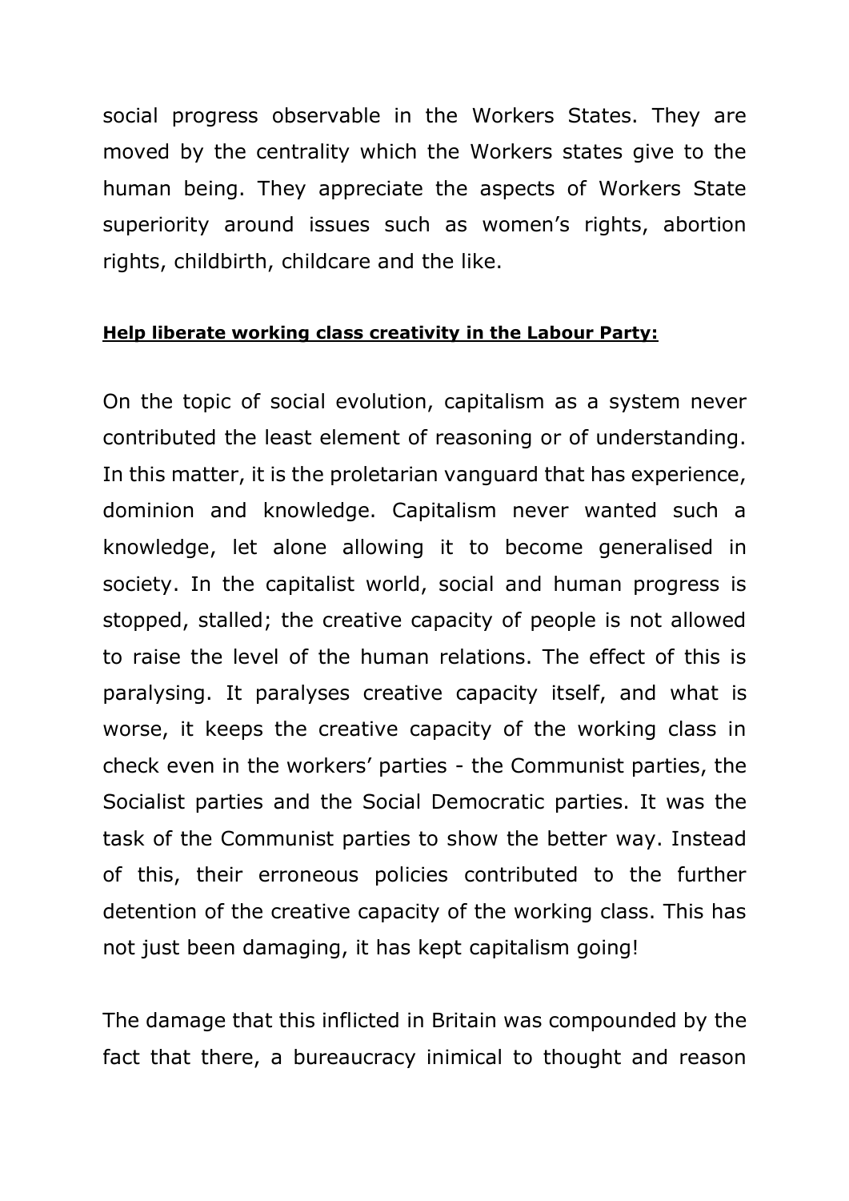social progress observable in the Workers States. They are moved by the centrality which the Workers states give to the human being. They appreciate the aspects of Workers State superiority around issues such as women's rights, abortion rights, childbirth, childcare and the like.

**Help liberate working class creativity in the Labour Party:**

On the topic of social evolution, capitalism as a system never contributed the least element of reasoning or of understanding. In this matter, it is the proletarian vanguard that has experience, dominion and knowledge. Capitalism never wanted such a knowledge, let alone allowing it to become generalised in society. In the capitalist world, social and human progress is stopped, stalled; the creative capacity of people is not allowed to raise the level of the human relations. The effect of this is paralysing. It paralyses creative capacity itself, and what is worse, it keeps the creative capacity of the working class in check even in the workers' parties - the Communist parties, the Socialist parties and the Social Democratic parties. It was the task of the Communist parties to show the better way. Instead of this, their erroneous policies contributed to the further detention of the creative capacity of the working class. This has not just been damaging, it has kept capitalism going!

The damage that this inflicted in Britain was compounded by the fact that there, a bureaucracy inimical to thought and reason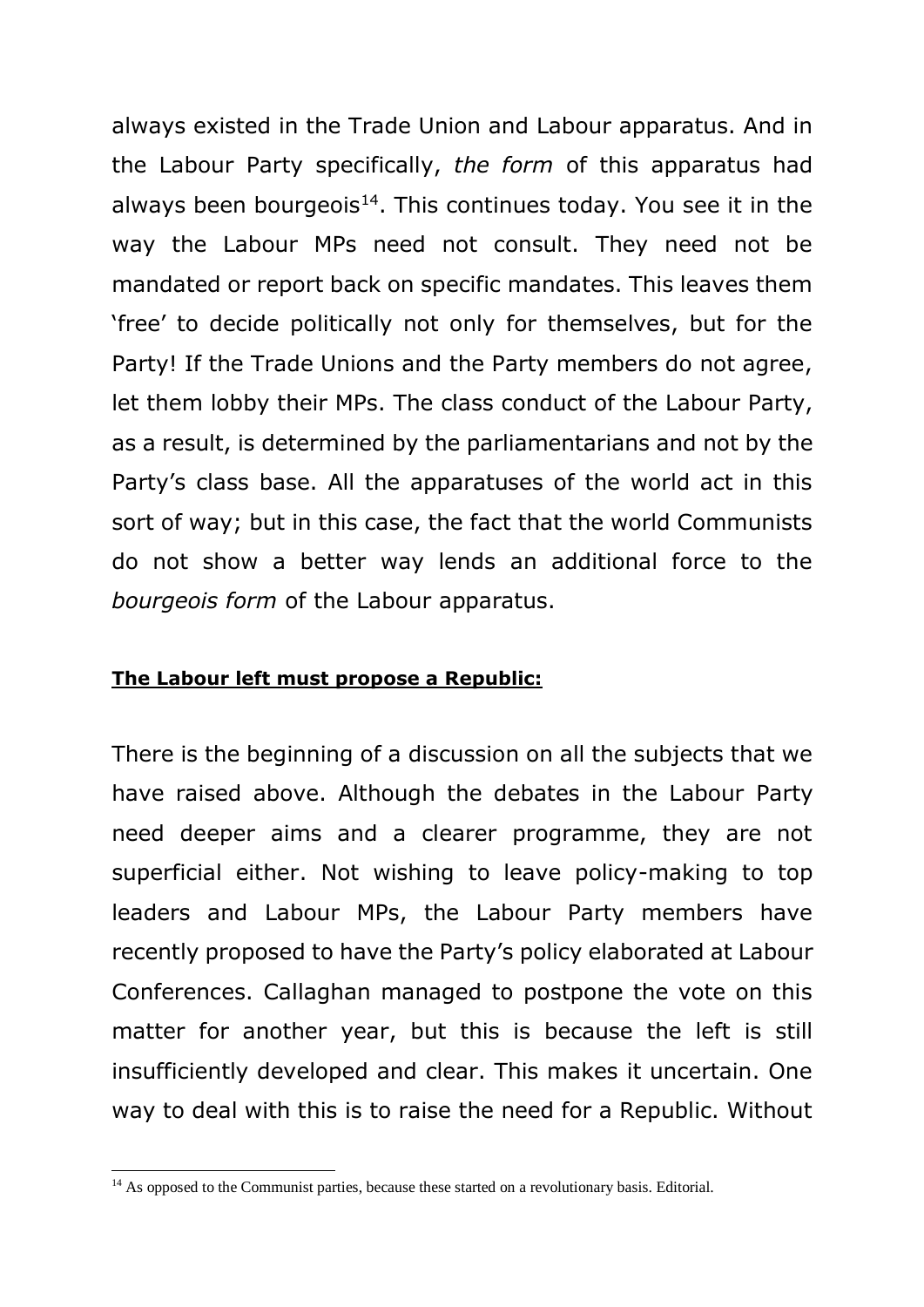always existed in the Trade Union and Labour apparatus. And in the Labour Party specifically, *the form* of this apparatus had always been bourgeois[14]. This continues today. You see it in the way the Labour MPs need not consult. They need not be mandated or report back on specific mandates. This leaves them 'free' to decide politically not only for themselves, but for the Party! If the Trade Unions and the Party members do not agree, let them lobby their MPs. The class conduct of the Labour Party, as a result, is determined by the parliamentarians and not by the Party's class base. All the apparatuses of the world act in this sort of way; but in this case, the fact that the world Communists do not show a better way lends an additional force to the *bourgeois form* of the Labour apparatus.

**The Labour left must propose a Republic:**

There is the beginning of a discussion on all the subjects that we have raised above. Although the debates in the Labour Party need deeper aims and a clearer programme, they are not superficial either. Not wishing to leave policy-making to top leaders and Labour MPs, the Labour Party members have recently proposed to have the Party's policy elaborated at Labour Conferences. Callaghan managed to postpone the vote on this matter for another year, but this is because the left is still insufficiently developed and clear. This makes it uncertain. One way to deal with this is to raise the need for a Republic. Without

[14] As opposed to the Communist parties, because these started on a revolutionary basis. Editorial.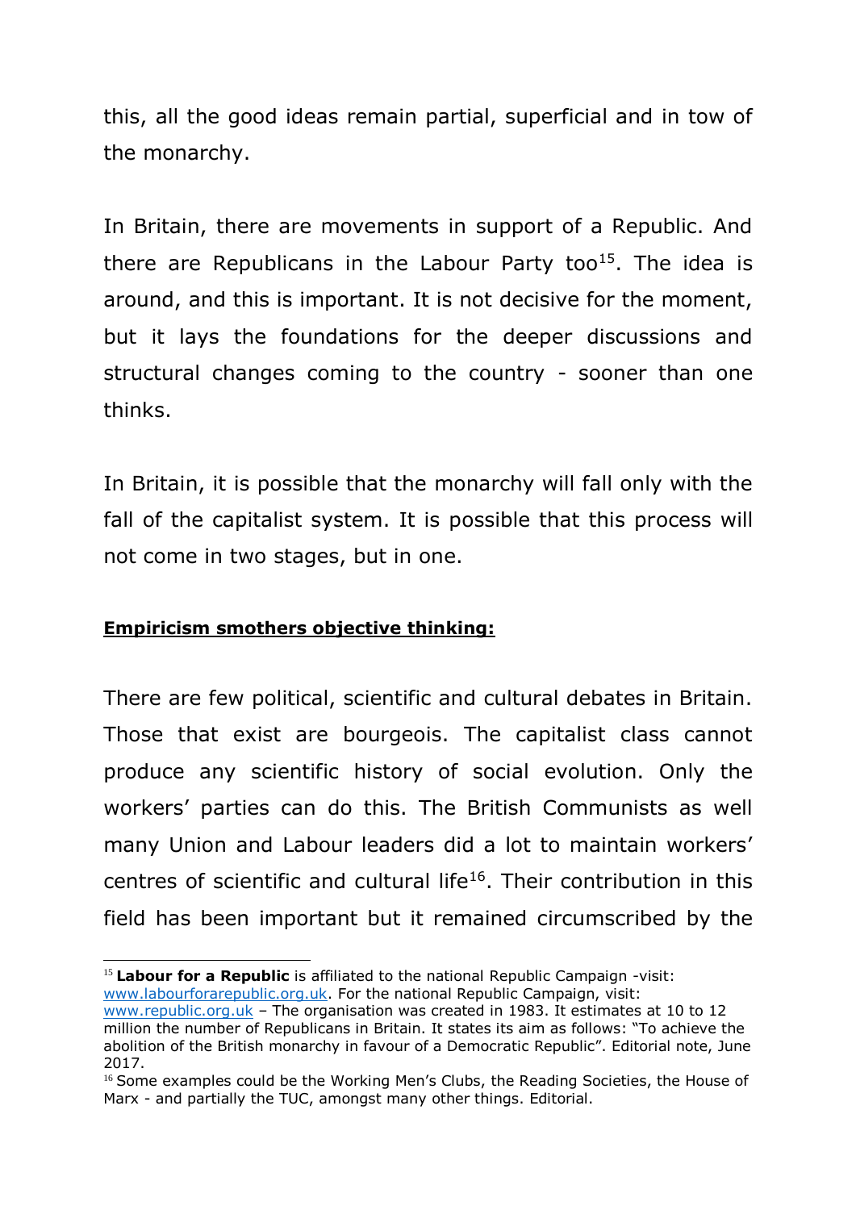this, all the good ideas remain partial, superficial and in tow of the monarchy.

In Britain, there are movements in support of a Republic. And there are Republicans in the Labour Party too[15]. The idea is around, and this is important. It is not decisive for the moment, but it lays the foundations for the deeper discussions and structural changes coming to the country - sooner than one thinks.

In Britain, it is possible that the monarchy will fall only with the fall of the capitalist system. It is possible that this process will not come in two stages, but in one.

**Empiricism smothers objective thinking:**

There are few political, scientific and cultural debates in Britain. Those that exist are bourgeois. The capitalist class cannot produce any scientific history of social evolution. Only the workers' parties can do this. The British Communists as well many Union and Labour leaders did a lot to maintain workers' centres of scientific and cultural life[16]. Their contribution in this field has been important but it remained circumscribed by the

---

[15] **Labour for a Republic** is affiliated to the national Republic Campaign -visit: www.labourforarepublic.org.uk. For the national Republic Campaign, visit: www.republic.org.uk – The organisation was created in 1983. It estimates at 10 to 12 million the number of Republicans in Britain. It states its aim as follows: "To achieve the abolition of the British monarchy in favour of a Democratic Republic". Editorial note, June 2017.

[16] Some examples could be the Working Men's Clubs, the Reading Societies, the House of Marx - and partially the TUC, amongst many other things. Editorial.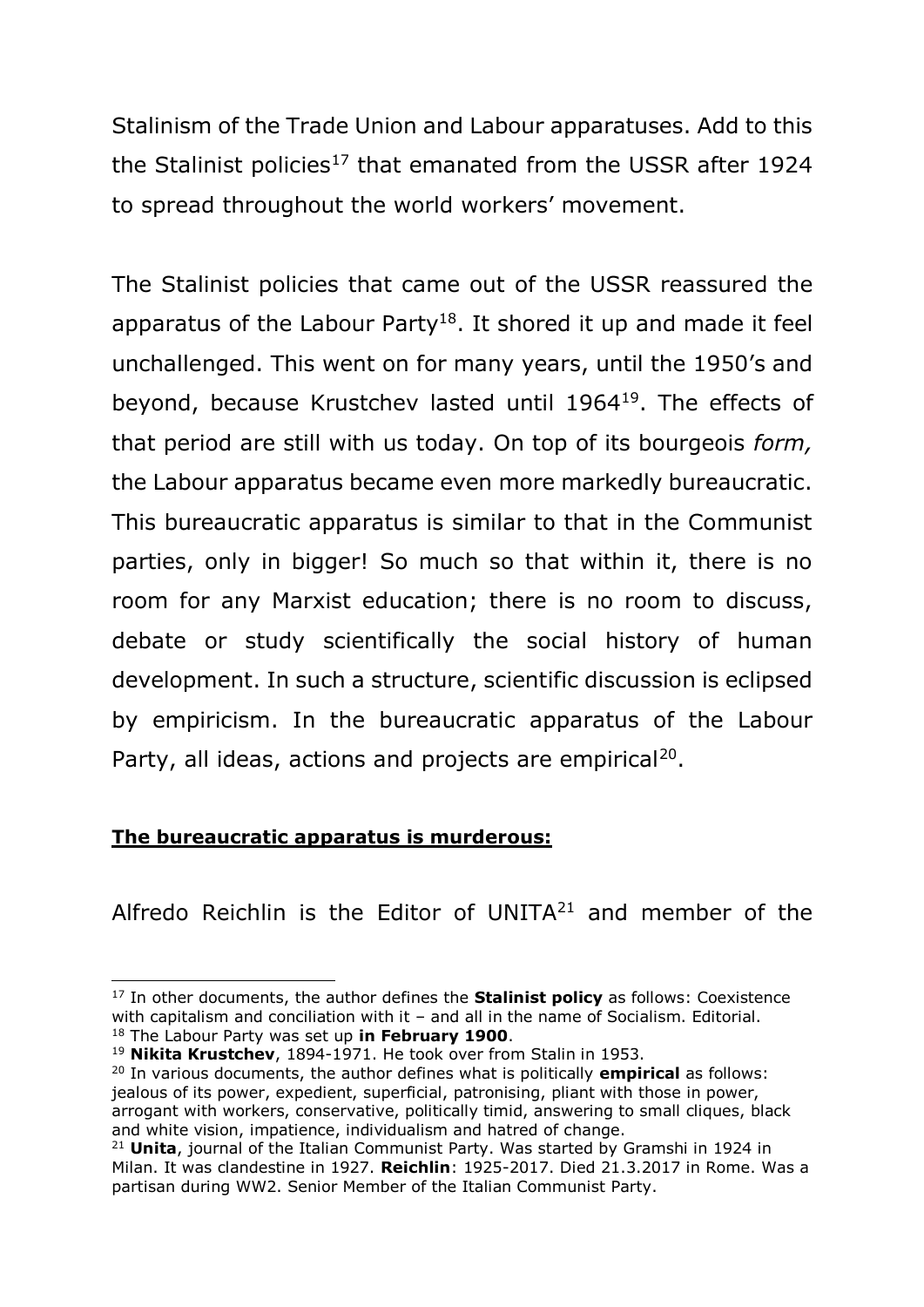Stalinism of the Trade Union and Labour apparatuses. Add to this the Stalinist policies[17] that emanated from the USSR after 1924 to spread throughout the world workers' movement.

The Stalinist policies that came out of the USSR reassured the apparatus of the Labour Party[18]. It shored it up and made it feel unchallenged. This went on for many years, until the 1950's and beyond, because Krustchev lasted until 1964[19]. The effects of that period are still with us today. On top of its bourgeois *form,* the Labour apparatus became even more markedly bureaucratic. This bureaucratic apparatus is similar to that in the Communist parties, only in bigger! So much so that within it, there is no room for any Marxist education; there is no room to discuss, debate or study scientifically the social history of human development. In such a structure, scientific discussion is eclipsed by empiricism. In the bureaucratic apparatus of the Labour Party, all ideas, actions and projects are empirical[20].

**The bureaucratic apparatus is murderous:**

Alfredo Reichlin is the Editor of UNITA[21] and member of the

---

[17] In other documents, the author defines the **Stalinist policy** as follows: Coexistence with capitalism and conciliation with it – and all in the name of Socialism. Editorial.

[18] The Labour Party was set up **in February 1900**.

[19] **Nikita Krustchev**, 1894-1971. He took over from Stalin in 1953.

[20] In various documents, the author defines what is politically **empirical** as follows: jealous of its power, expedient, superficial, patronising, pliant with those in power, arrogant with workers, conservative, politically timid, answering to small cliques, black and white vision, impatience, individualism and hatred of change.

[21] **Unita**, journal of the Italian Communist Party. Was started by Gramshi in 1924 in Milan. It was clandestine in 1927. **Reichlin**: 1925-2017. Died 21.3.2017 in Rome. Was a partisan during WW2. Senior Member of the Italian Communist Party.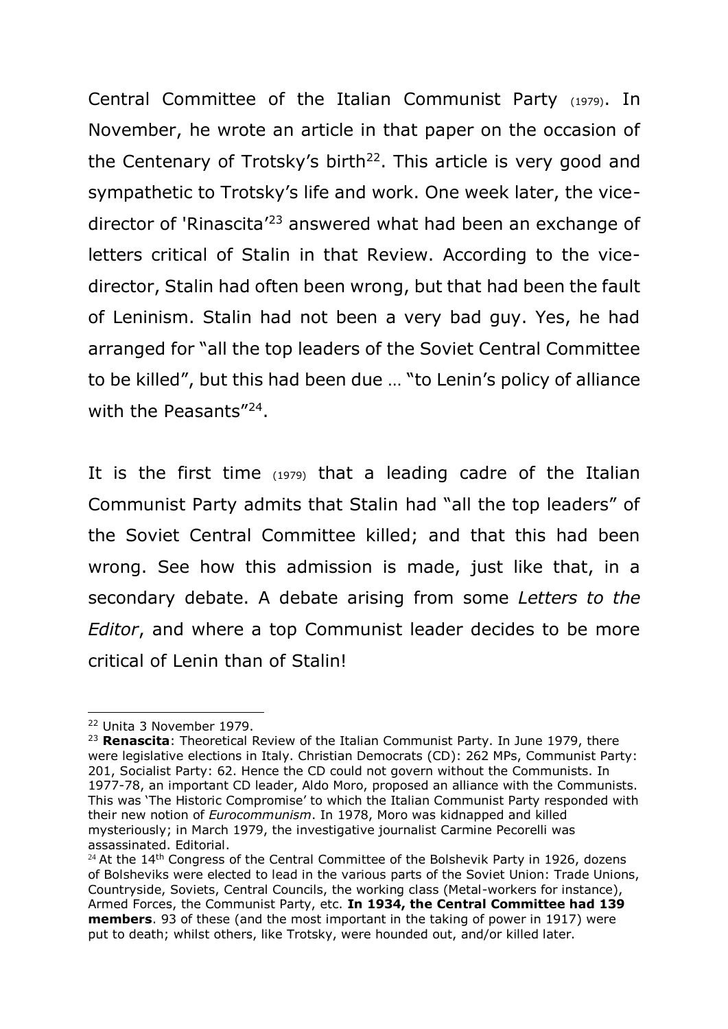Central Committee of the Italian Communist Party (1979). In November, he wrote an article in that paper on the occasion of the Centenary of Trotsky's birth[22]. This article is very good and sympathetic to Trotsky's life and work. One week later, the vice-director of 'Rinascita'[23] answered what had been an exchange of letters critical of Stalin in that Review. According to the vice-director, Stalin had often been wrong, but that had been the fault of Leninism. Stalin had not been a very bad guy. Yes, he had arranged for "all the top leaders of the Soviet Central Committee to be killed", but this had been due … "to Lenin's policy of alliance with the Peasants"[24].

It is the first time (1979) that a leading cadre of the Italian Communist Party admits that Stalin had "all the top leaders" of the Soviet Central Committee killed; and that this had been wrong. See how this admission is made, just like that, in a secondary debate. A debate arising from some *Letters to the Editor*, and where a top Communist leader decides to be more critical of Lenin than of Stalin!

---

[22] Unita 3 November 1979.

[23] **Renascita**: Theoretical Review of the Italian Communist Party. In June 1979, there were legislative elections in Italy. Christian Democrats (CD): 262 MPs, Communist Party: 201, Socialist Party: 62. Hence the CD could not govern without the Communists. In 1977-78, an important CD leader, Aldo Moro, proposed an alliance with the Communists. This was 'The Historic Compromise' to which the Italian Communist Party responded with their new notion of *Eurocommunism*. In 1978, Moro was kidnapped and killed mysteriously; in March 1979, the investigative journalist Carmine Pecorelli was assassinated. Editorial.

[24] At the 14th Congress of the Central Committee of the Bolshevik Party in 1926, dozens of Bolsheviks were elected to lead in the various parts of the Soviet Union: Trade Unions, Countryside, Soviets, Central Councils, the working class (Metal-workers for instance), Armed Forces, the Communist Party, etc. **In 1934, the Central Committee had 139 members**. 93 of these (and the most important in the taking of power in 1917) were put to death; whilst others, like Trotsky, were hounded out, and/or killed later.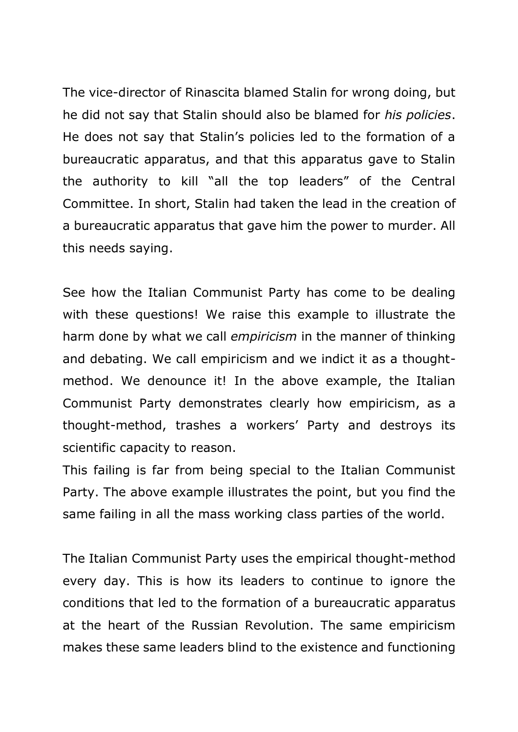The vice-director of Rinascita blamed Stalin for wrong doing, but he did not say that Stalin should also be blamed for *his policies*. He does not say that Stalin's policies led to the formation of a bureaucratic apparatus, and that this apparatus gave to Stalin the authority to kill "all the top leaders" of the Central Committee. In short, Stalin had taken the lead in the creation of a bureaucratic apparatus that gave him the power to murder. All this needs saying.

See how the Italian Communist Party has come to be dealing with these questions! We raise this example to illustrate the harm done by what we call *empiricism* in the manner of thinking and debating. We call empiricism and we indict it as a thought-method. We denounce it! In the above example, the Italian Communist Party demonstrates clearly how empiricism, as a thought-method, trashes a workers' Party and destroys its scientific capacity to reason.

This failing is far from being special to the Italian Communist Party. The above example illustrates the point, but you find the same failing in all the mass working class parties of the world.

The Italian Communist Party uses the empirical thought-method every day. This is how its leaders to continue to ignore the conditions that led to the formation of a bureaucratic apparatus at the heart of the Russian Revolution. The same empiricism makes these same leaders blind to the existence and functioning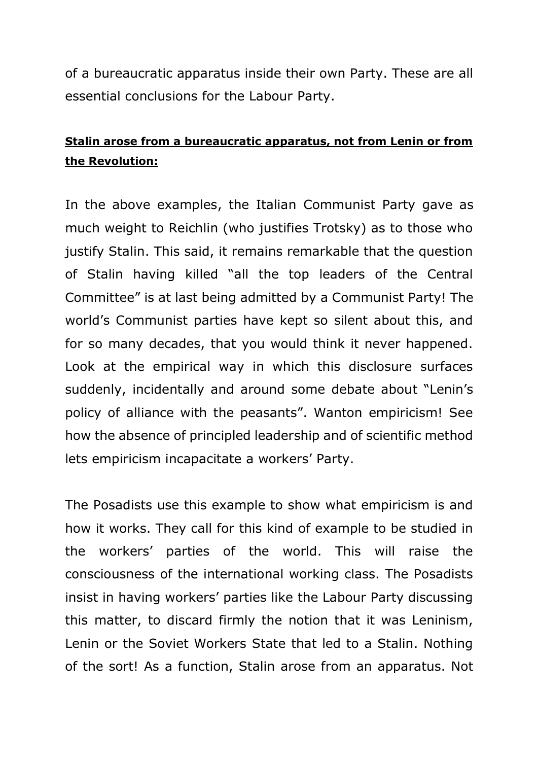of a bureaucratic apparatus inside their own Party. These are all essential conclusions for the Labour Party.

**<u>Stalin arose from a bureaucratic apparatus, not from Lenin or from the Revolution:</u>**

In the above examples, the Italian Communist Party gave as much weight to Reichlin (who justifies Trotsky) as to those who justify Stalin. This said, it remains remarkable that the question of Stalin having killed "all the top leaders of the Central Committee" is at last being admitted by a Communist Party! The world's Communist parties have kept so silent about this, and for so many decades, that you would think it never happened. Look at the empirical way in which this disclosure surfaces suddenly, incidentally and around some debate about "Lenin's policy of alliance with the peasants". Wanton empiricism! See how the absence of principled leadership and of scientific method lets empiricism incapacitate a workers' Party.

The Posadists use this example to show what empiricism is and how it works. They call for this kind of example to be studied in the workers' parties of the world. This will raise the consciousness of the international working class. The Posadists insist in having workers' parties like the Labour Party discussing this matter, to discard firmly the notion that it was Leninism, Lenin or the Soviet Workers State that led to a Stalin. Nothing of the sort! As a function, Stalin arose from an apparatus. Not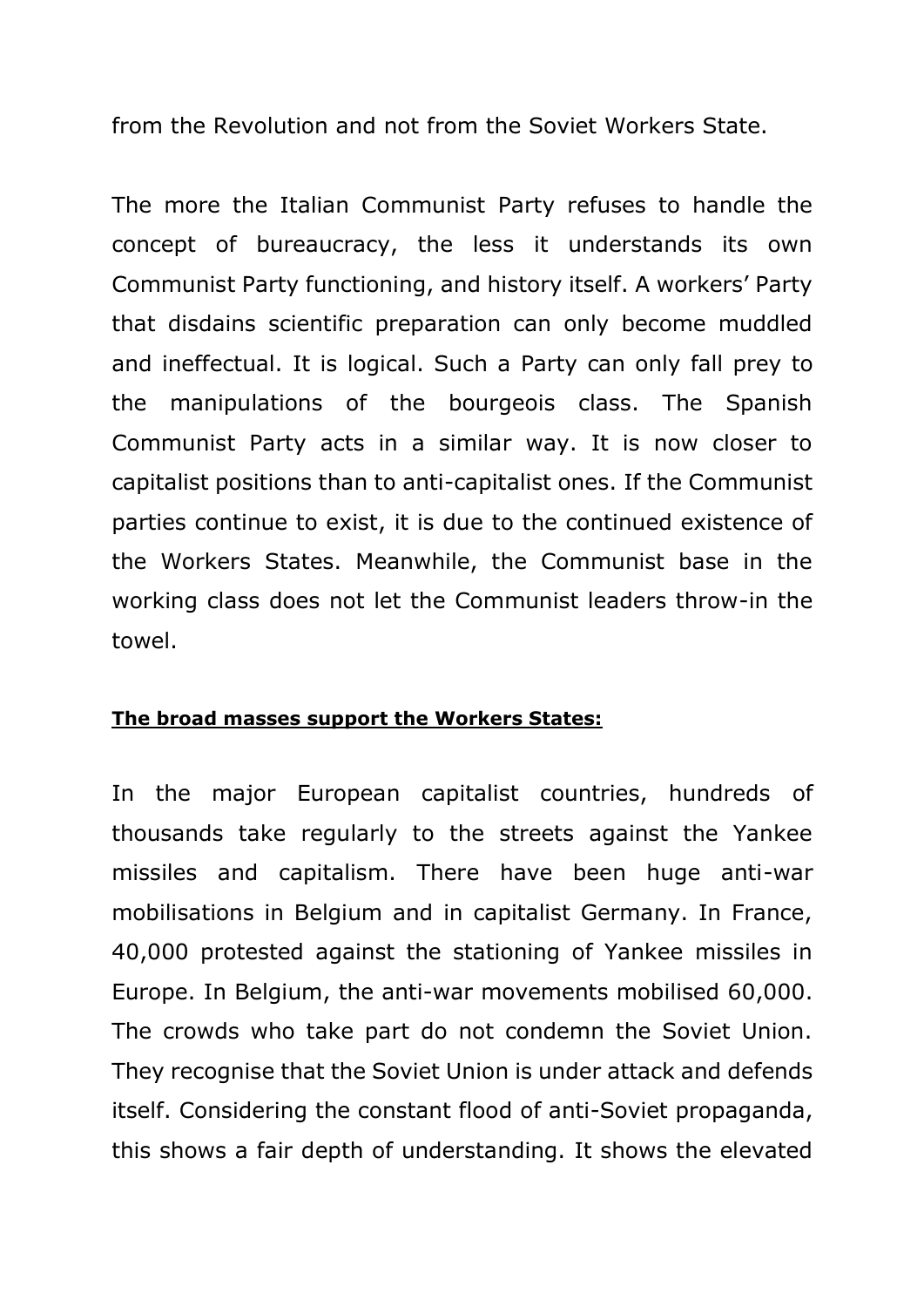from the Revolution and not from the Soviet Workers State.

The more the Italian Communist Party refuses to handle the concept of bureaucracy, the less it understands its own Communist Party functioning, and history itself. A workers' Party that disdains scientific preparation can only become muddled and ineffectual. It is logical. Such a Party can only fall prey to the manipulations of the bourgeois class. The Spanish Communist Party acts in a similar way. It is now closer to capitalist positions than to anti-capitalist ones. If the Communist parties continue to exist, it is due to the continued existence of the Workers States. Meanwhile, the Communist base in the working class does not let the Communist leaders throw-in the towel.

**The broad masses support the Workers States:**

In the major European capitalist countries, hundreds of thousands take regularly to the streets against the Yankee missiles and capitalism. There have been huge anti-war mobilisations in Belgium and in capitalist Germany. In France, 40,000 protested against the stationing of Yankee missiles in Europe. In Belgium, the anti-war movements mobilised 60,000. The crowds who take part do not condemn the Soviet Union. They recognise that the Soviet Union is under attack and defends itself. Considering the constant flood of anti-Soviet propaganda, this shows a fair depth of understanding. It shows the elevated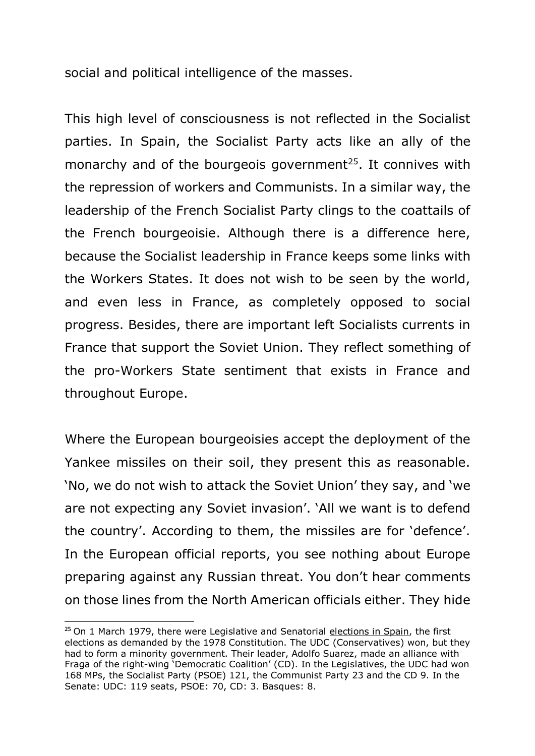social and political intelligence of the masses.

This high level of consciousness is not reflected in the Socialist parties. In Spain, the Socialist Party acts like an ally of the monarchy and of the bourgeois government[25]. It connives with the repression of workers and Communists. In a similar way, the leadership of the French Socialist Party clings to the coattails of the French bourgeoisie. Although there is a difference here, because the Socialist leadership in France keeps some links with the Workers States. It does not wish to be seen by the world, and even less in France, as completely opposed to social progress. Besides, there are important left Socialists currents in France that support the Soviet Union. They reflect something of the pro-Workers State sentiment that exists in France and throughout Europe.

Where the European bourgeoisies accept the deployment of the Yankee missiles on their soil, they present this as reasonable. 'No, we do not wish to attack the Soviet Union' they say, and 'we are not expecting any Soviet invasion'. 'All we want is to defend the country'. According to them, the missiles are for 'defence'. In the European official reports, you see nothing about Europe preparing against any Russian threat. You don't hear comments on those lines from the North American officials either. They hide

---

[25] On 1 March 1979, there were Legislative and Senatorial elections in Spain, the first elections as demanded by the 1978 Constitution. The UDC (Conservatives) won, but they had to form a minority government. Their leader, Adolfo Suarez, made an alliance with Fraga of the right-wing 'Democratic Coalition' (CD). In the Legislatives, the UDC had won 168 MPs, the Socialist Party (PSOE) 121, the Communist Party 23 and the CD 9. In the Senate: UDC: 119 seats, PSOE: 70, CD: 3. Basques: 8.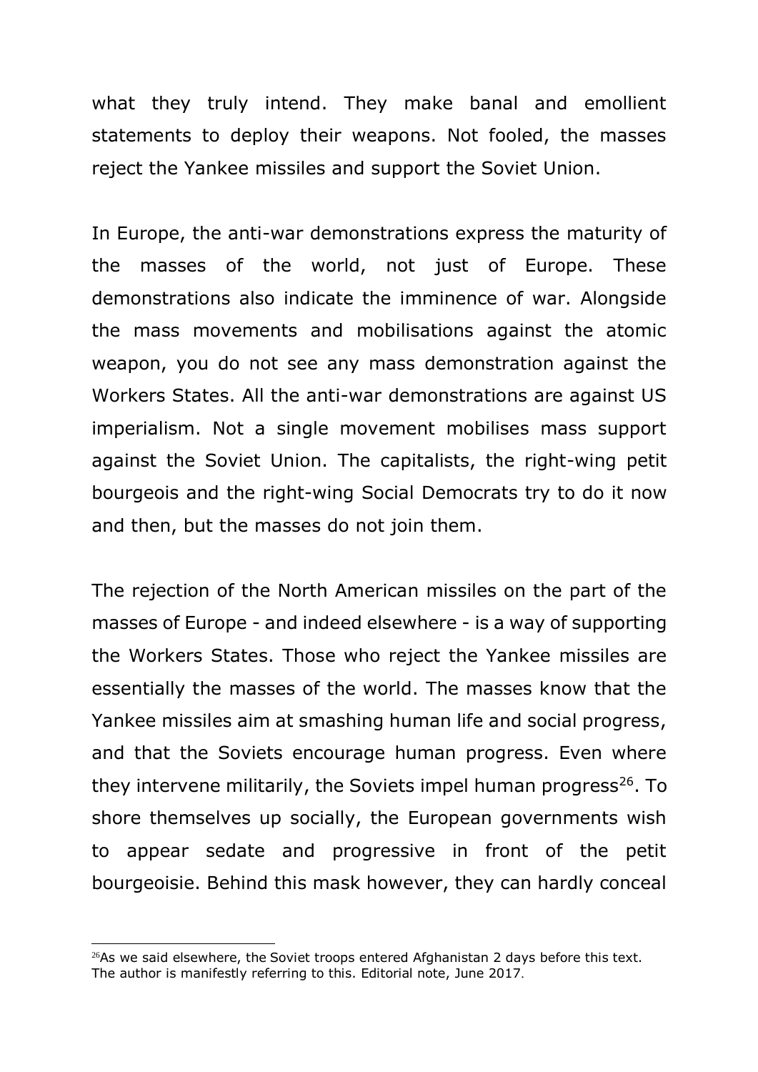what they truly intend. They make banal and emollient statements to deploy their weapons. Not fooled, the masses reject the Yankee missiles and support the Soviet Union.

In Europe, the anti-war demonstrations express the maturity of the masses of the world, not just of Europe. These demonstrations also indicate the imminence of war. Alongside the mass movements and mobilisations against the atomic weapon, you do not see any mass demonstration against the Workers States. All the anti-war demonstrations are against US imperialism. Not a single movement mobilises mass support against the Soviet Union. The capitalists, the right-wing petit bourgeois and the right-wing Social Democrats try to do it now and then, but the masses do not join them.

The rejection of the North American missiles on the part of the masses of Europe - and indeed elsewhere - is a way of supporting the Workers States. Those who reject the Yankee missiles are essentially the masses of the world. The masses know that the Yankee missiles aim at smashing human life and social progress, and that the Soviets encourage human progress. Even where they intervene militarily, the Soviets impel human progress[26]. To shore themselves up socially, the European governments wish to appear sedate and progressive in front of the petit bourgeoisie. Behind this mask however, they can hardly conceal

[26] As we said elsewhere, the Soviet troops entered Afghanistan 2 days before this text. The author is manifestly referring to this. Editorial note, June 2017.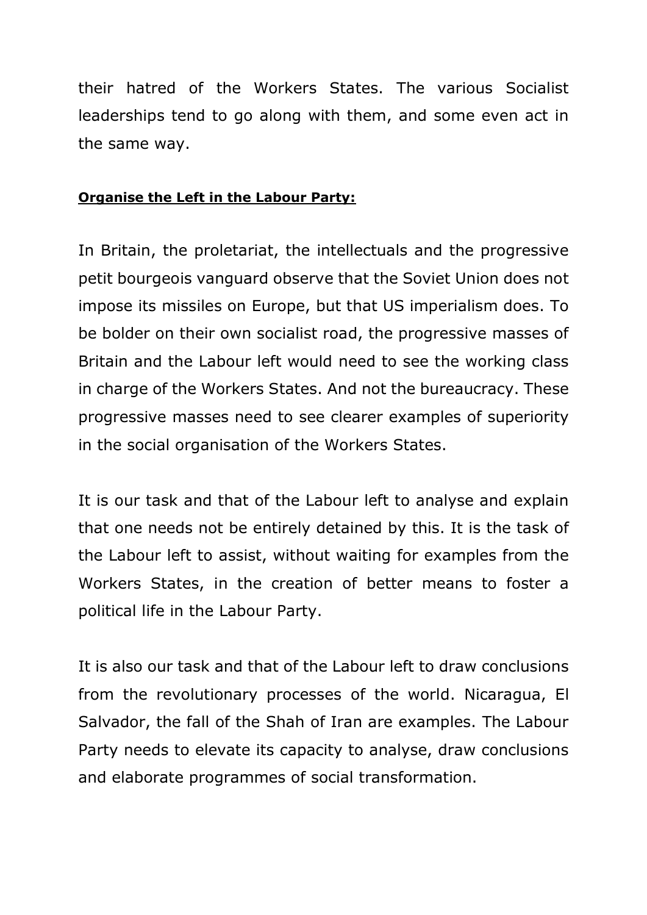their hatred of the Workers States. The various Socialist leaderships tend to go along with them, and some even act in the same way.

**Organise the Left in the Labour Party:**

In Britain, the proletariat, the intellectuals and the progressive petit bourgeois vanguard observe that the Soviet Union does not impose its missiles on Europe, but that US imperialism does. To be bolder on their own socialist road, the progressive masses of Britain and the Labour left would need to see the working class in charge of the Workers States. And not the bureaucracy. These progressive masses need to see clearer examples of superiority in the social organisation of the Workers States.

It is our task and that of the Labour left to analyse and explain that one needs not be entirely detained by this. It is the task of the Labour left to assist, without waiting for examples from the Workers States, in the creation of better means to foster a political life in the Labour Party.

It is also our task and that of the Labour left to draw conclusions from the revolutionary processes of the world. Nicaragua, El Salvador, the fall of the Shah of Iran are examples. The Labour Party needs to elevate its capacity to analyse, draw conclusions and elaborate programmes of social transformation.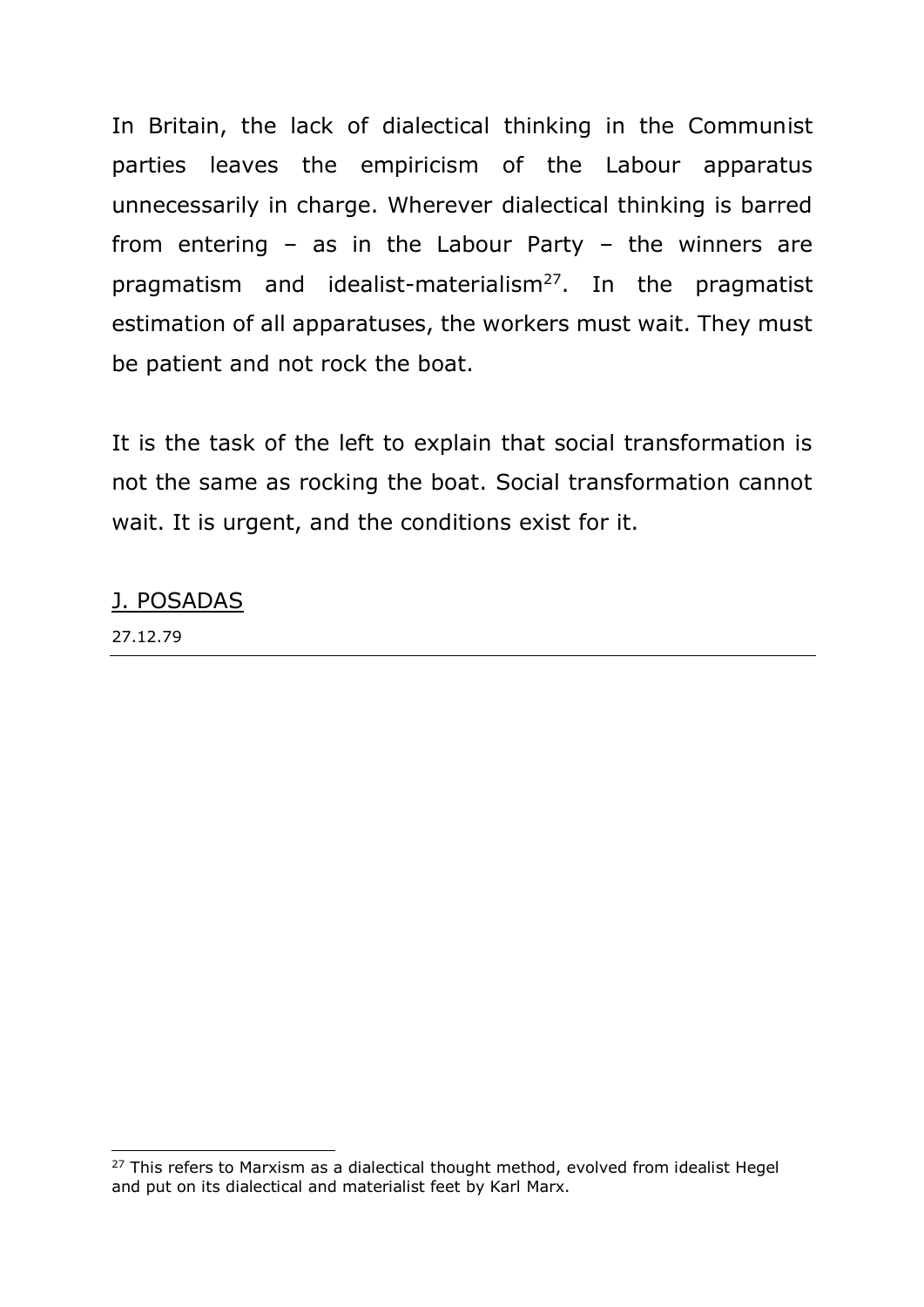In Britain, the lack of dialectical thinking in the Communist parties leaves the empiricism of the Labour apparatus unnecessarily in charge. Wherever dialectical thinking is barred from entering – as in the Labour Party – the winners are pragmatism and idealist-materialism[27]. In the pragmatist estimation of all apparatuses, the workers must wait. They must be patient and not rock the boat.

It is the task of the left to explain that social transformation is not the same as rocking the boat. Social transformation cannot wait. It is urgent, and the conditions exist for it.

J. POSADAS

27.12.79

---

[27] This refers to Marxism as a dialectical thought method, evolved from idealist Hegel and put on its dialectical and materialist feet by Karl Marx.